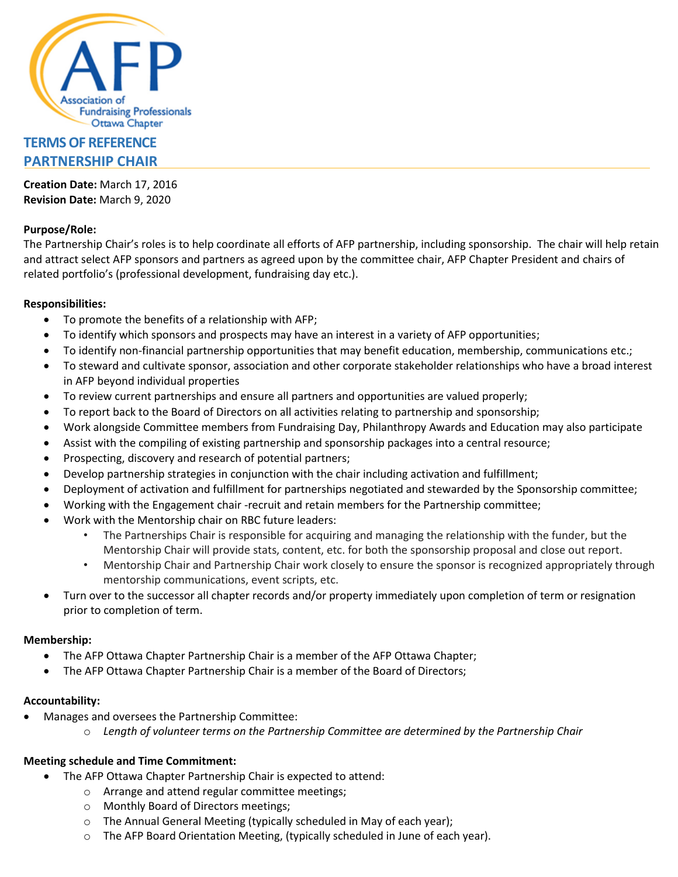AFP
Association of Fundraising Professionals Ottawa Chapter

# TERMS OF REFERENCE
# PARTNERSHIP CHAIR

**Creation Date:** March 17, 2016
**Revision Date:** March 9, 2020

**Purpose/Role:**
The Partnership Chair's roles is to help coordinate all efforts of AFP partnership, including sponsorship. The chair will help retain and attract select AFP sponsors and partners as agreed upon by the committee chair, AFP Chapter President and chairs of related portfolio's (professional development, fundraising day etc.).

**Responsibilities:**

- To promote the benefits of a relationship with AFP;
- To identify which sponsors and prospects may have an interest in a variety of AFP opportunities;
- To identify non-financial partnership opportunities that may benefit education, membership, communications etc.;
- To steward and cultivate sponsor, association and other corporate stakeholder relationships who have a broad interest in AFP beyond individual properties
- To review current partnerships and ensure all partners and opportunities are valued properly;
- To report back to the Board of Directors on all activities relating to partnership and sponsorship;
- Work alongside Committee members from Fundraising Day, Philanthropy Awards and Education may also participate
- Assist with the compiling of existing partnership and sponsorship packages into a central resource;
- Prospecting, discovery and research of potential partners;
- Develop partnership strategies in conjunction with the chair including activation and fulfillment;
- Deployment of activation and fulfillment for partnerships negotiated and stewarded by the Sponsorship committee;
- Working with the Engagement chair -recruit and retain members for the Partnership committee;
- Work with the Mentorship chair on RBC future leaders:
    - The Partnerships Chair is responsible for acquiring and managing the relationship with the funder, but the Mentorship Chair will provide stats, content, etc. for both the sponsorship proposal and close out report.
    - Mentorship Chair and Partnership Chair work closely to ensure the sponsor is recognized appropriately through mentorship communications, event scripts, etc.
- Turn over to the successor all chapter records and/or property immediately upon completion of term or resignation prior to completion of term.

**Membership:**

- The AFP Ottawa Chapter Partnership Chair is a member of the AFP Ottawa Chapter;
- The AFP Ottawa Chapter Partnership Chair is a member of the Board of Directors;

**Accountability:**

- Manages and oversees the Partnership Committee:
    - *Length of volunteer terms on the Partnership Committee are determined by the Partnership Chair*

**Meeting schedule and Time Commitment:**

- The AFP Ottawa Chapter Partnership Chair is expected to attend:
    - Arrange and attend regular committee meetings;
    - Monthly Board of Directors meetings;
    - The Annual General Meeting (typically scheduled in May of each year);
    - The AFP Board Orientation Meeting, (typically scheduled in June of each year).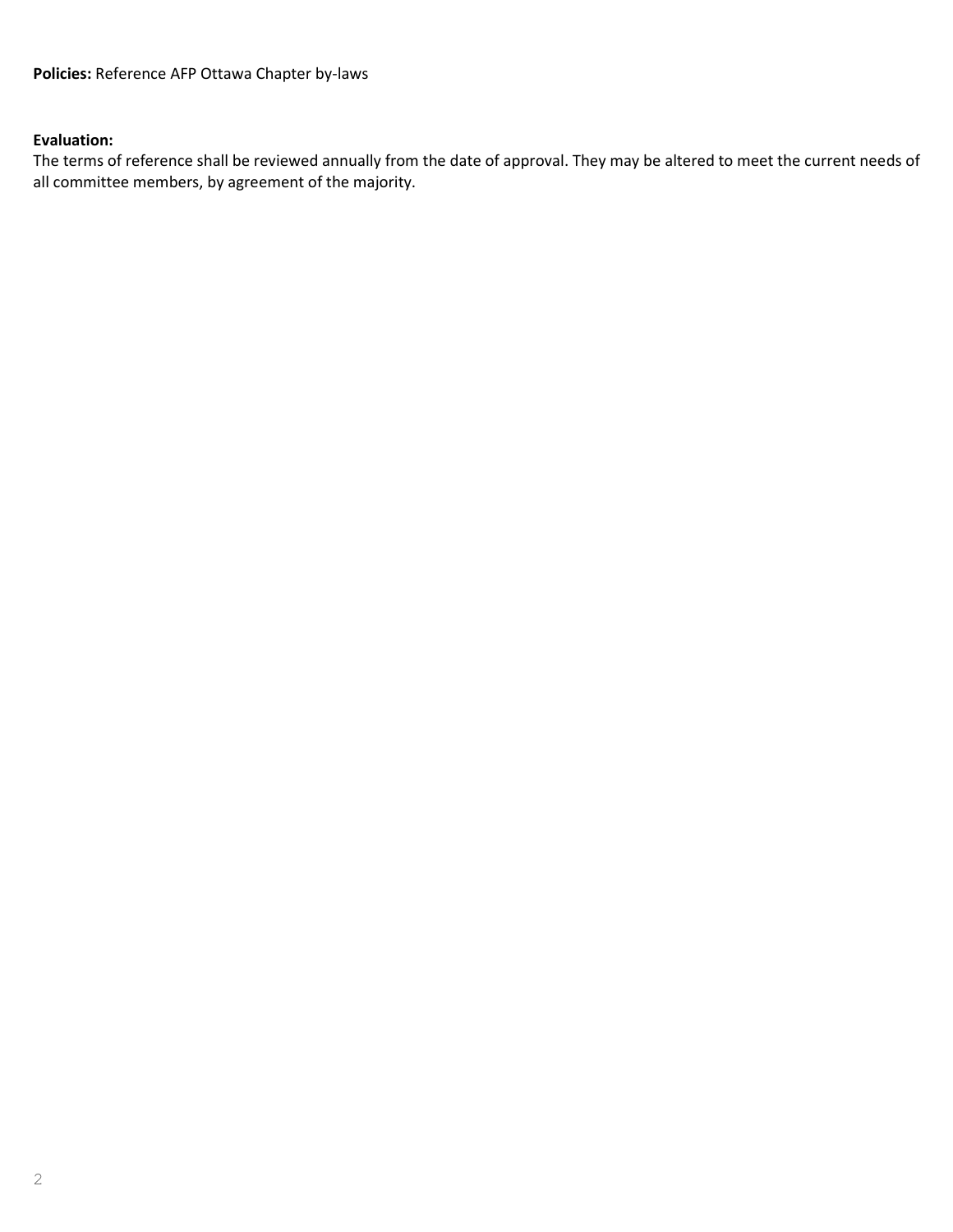**Policies:** Reference AFP Ottawa Chapter by-laws

**Evaluation:**
The terms of reference shall be reviewed annually from the date of approval. They may be altered to meet the current needs of all committee members, by agreement of the majority.